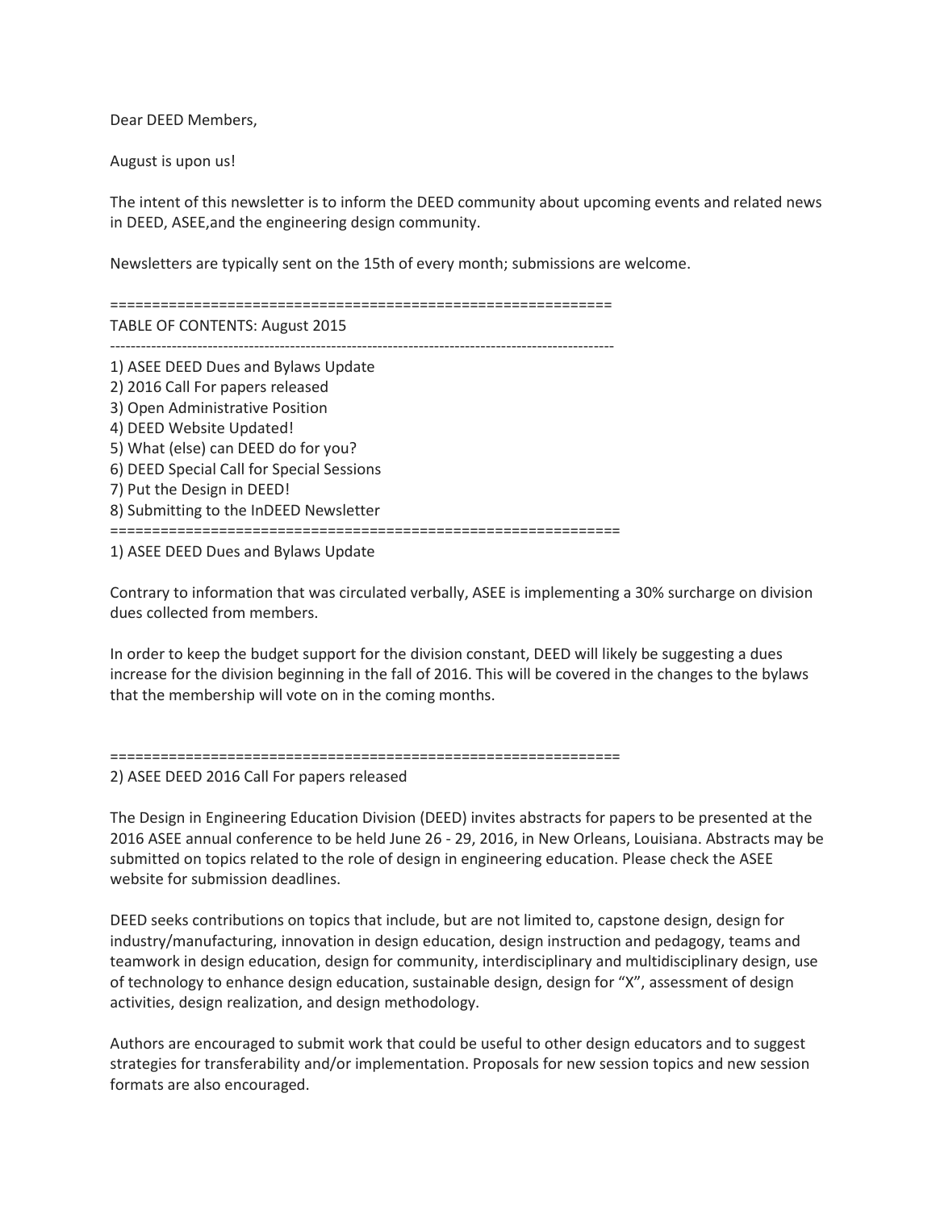Dear DEED Members,

August is upon us!

The intent of this newsletter is to inform the DEED community about upcoming events and related news in DEED, ASEE,and the engineering design community.

Newsletters are typically sent on the 15th of every month; submissions are welcome.

============================================================

TABLE OF CONTENTS: August 2015

------------------------------------------------------------------------------------------------

1) ASEE DEED Dues and Bylaws Update
2) 2016 Call For papers released
3) Open Administrative Position
4) DEED Website Updated!
5) What (else) can DEED do for you?
6) DEED Special Call for Special Sessions
7) Put the Design in DEED!
8) Submitting to the InDEED Newsletter

============================================================

## 1) ASEE DEED Dues and Bylaws Update

Contrary to information that was circulated verbally, ASEE is implementing a 30% surcharge on division dues collected from members.

In order to keep the budget support for the division constant, DEED will likely be suggesting a dues increase for the division beginning in the fall of 2016. This will be covered in the changes to the bylaws that the membership will vote on in the coming months.

============================================================

## 2) ASEE DEED 2016 Call For papers released

The Design in Engineering Education Division (DEED) invites abstracts for papers to be presented at the 2016 ASEE annual conference to be held June 26 - 29, 2016, in New Orleans, Louisiana. Abstracts may be submitted on topics related to the role of design in engineering education. Please check the ASEE website for submission deadlines.

DEED seeks contributions on topics that include, but are not limited to, capstone design, design for industry/manufacturing, innovation in design education, design instruction and pedagogy, teams and teamwork in design education, design for community, interdisciplinary and multidisciplinary design, use of technology to enhance design education, sustainable design, design for "X", assessment of design activities, design realization, and design methodology.

Authors are encouraged to submit work that could be useful to other design educators and to suggest strategies for transferability and/or implementation. Proposals for new session topics and new session formats are also encouraged.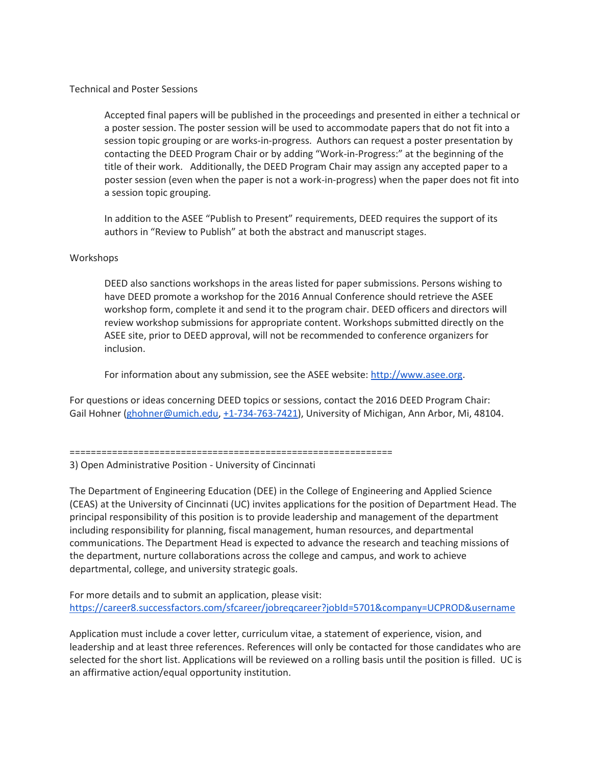Technical and Poster Sessions

> Accepted final papers will be published in the proceedings and presented in either a technical or a poster session. The poster session will be used to accommodate papers that do not fit into a session topic grouping or are works-in-progress. Authors can request a poster presentation by contacting the DEED Program Chair or by adding "Work-in-Progress:" at the beginning of the title of their work. Additionally, the DEED Program Chair may assign any accepted paper to a poster session (even when the paper is not a work-in-progress) when the paper does not fit into a session topic grouping.
>
> In addition to the ASEE "Publish to Present" requirements, DEED requires the support of its authors in "Review to Publish" at both the abstract and manuscript stages.

Workshops

> DEED also sanctions workshops in the areas listed for paper submissions. Persons wishing to have DEED promote a workshop for the 2016 Annual Conference should retrieve the ASEE workshop form, complete it and send it to the program chair. DEED officers and directors will review workshop submissions for appropriate content. Workshops submitted directly on the ASEE site, prior to DEED approval, will not be recommended to conference organizers for inclusion.
>
> For information about any submission, see the ASEE website: http://www.asee.org.

For questions or ideas concerning DEED topics or sessions, contact the 2016 DEED Program Chair: Gail Hohner (ghohner@umich.edu, +1-734-763-7421), University of Michigan, Ann Arbor, Mi, 48104.

============================================================

3) Open Administrative Position - University of Cincinnati

The Department of Engineering Education (DEE) in the College of Engineering and Applied Science (CEAS) at the University of Cincinnati (UC) invites applications for the position of Department Head. The principal responsibility of this position is to provide leadership and management of the department including responsibility for planning, fiscal management, human resources, and departmental communications. The Department Head is expected to advance the research and teaching missions of the department, nurture collaborations across the college and campus, and work to achieve departmental, college, and university strategic goals.

For more details and to submit an application, please visit:
https://career8.successfactors.com/sfcareer/jobreqcareer?jobId=5701&company=UCPROD&username

Application must include a cover letter, curriculum vitae, a statement of experience, vision, and leadership and at least three references. References will only be contacted for those candidates who are selected for the short list. Applications will be reviewed on a rolling basis until the position is filled. UC is an affirmative action/equal opportunity institution.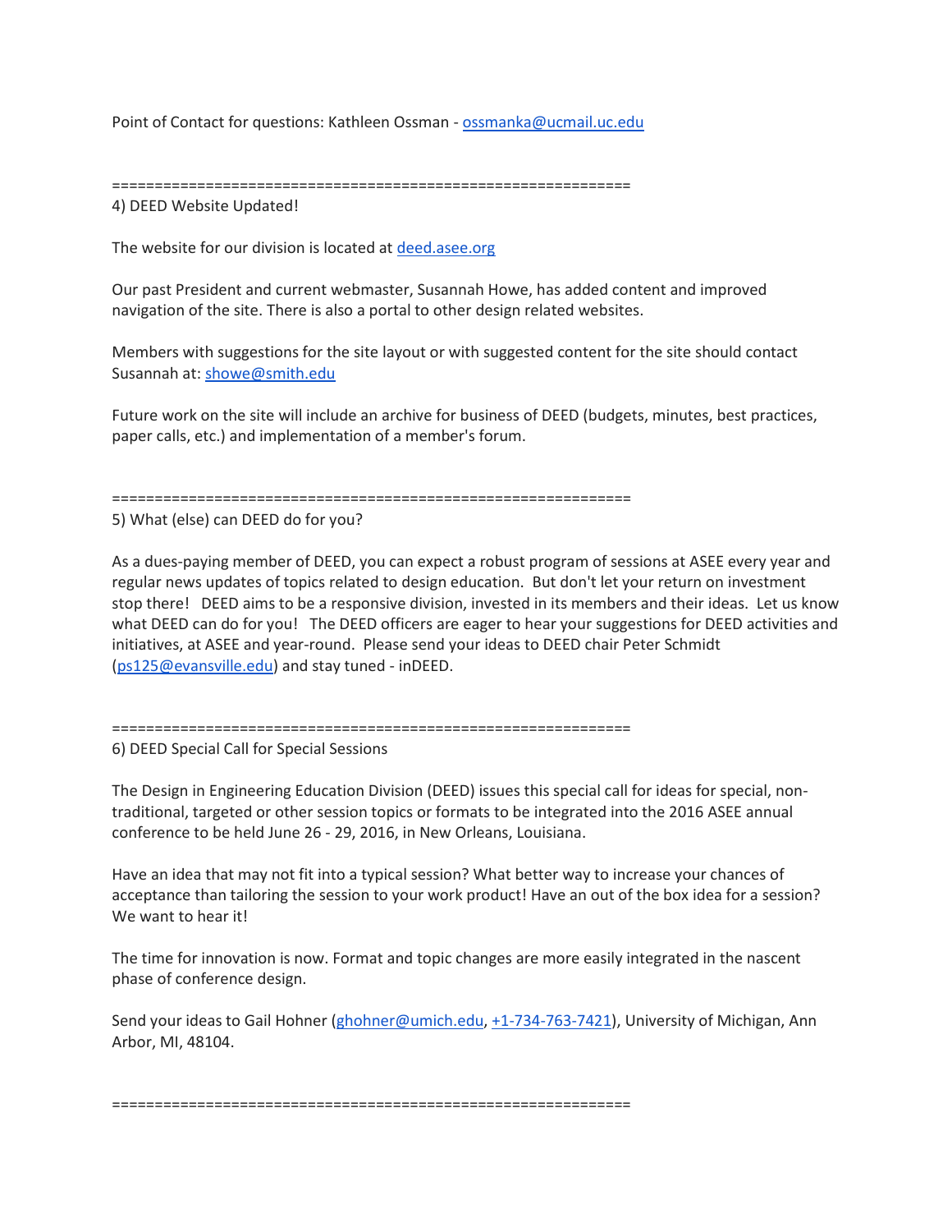Point of Contact for questions: Kathleen Ossman - ossmanka@ucmail.uc.edu

==============================================================

4) DEED Website Updated!

The website for our division is located at deed.asee.org

Our past President and current webmaster, Susannah Howe, has added content and improved navigation of the site. There is also a portal to other design related websites.

Members with suggestions for the site layout or with suggested content for the site should contact Susannah at: showe@smith.edu

Future work on the site will include an archive for business of DEED (budgets, minutes, best practices, paper calls, etc.) and implementation of a member's forum.

==============================================================

5) What (else) can DEED do for you?

As a dues-paying member of DEED, you can expect a robust program of sessions at ASEE every year and regular news updates of topics related to design education. But don't let your return on investment stop there! DEED aims to be a responsive division, invested in its members and their ideas. Let us know what DEED can do for you! The DEED officers are eager to hear your suggestions for DEED activities and initiatives, at ASEE and year-round. Please send your ideas to DEED chair Peter Schmidt (ps125@evansville.edu) and stay tuned - inDEED.

==============================================================

6) DEED Special Call for Special Sessions

The Design in Engineering Education Division (DEED) issues this special call for ideas for special, non-traditional, targeted or other session topics or formats to be integrated into the 2016 ASEE annual conference to be held June 26 - 29, 2016, in New Orleans, Louisiana.

Have an idea that may not fit into a typical session? What better way to increase your chances of acceptance than tailoring the session to your work product! Have an out of the box idea for a session? We want to hear it!

The time for innovation is now. Format and topic changes are more easily integrated in the nascent phase of conference design.

Send your ideas to Gail Hohner (ghohner@umich.edu, +1-734-763-7421), University of Michigan, Ann Arbor, MI, 48104.

==============================================================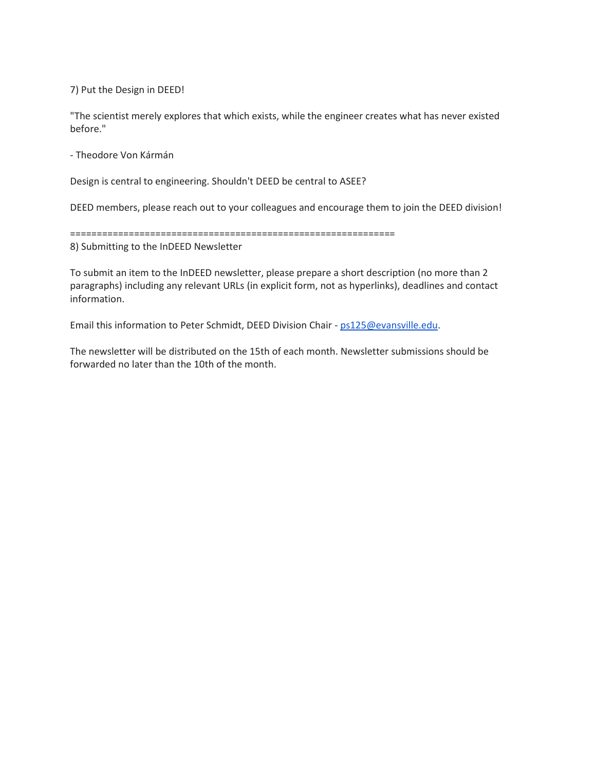7) Put the Design in DEED!

"The scientist merely explores that which exists, while the engineer creates what has never existed before."

- Theodore Von Kármán

Design is central to engineering. Shouldn't DEED be central to ASEE?

DEED members, please reach out to your colleagues and encourage them to join the DEED division!

============================================================

8) Submitting to the InDEED Newsletter

To submit an item to the InDEED newsletter, please prepare a short description (no more than 2 paragraphs) including any relevant URLs (in explicit form, not as hyperlinks), deadlines and contact information.

Email this information to Peter Schmidt, DEED Division Chair - ps125@evansville.edu.

The newsletter will be distributed on the 15th of each month. Newsletter submissions should be forwarded no later than the 10th of the month.